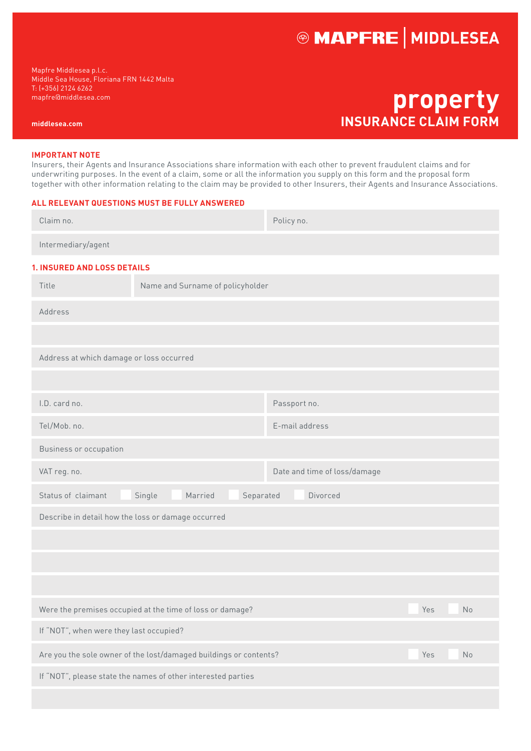MAPFRE | MIDDLESEA

Mapfre Middlesea p.l.c.
Middle Sea House, Floriana FRN 1442 Malta
T: (+356) 2124 6262
mapfre@middlesea.com

middlesea.com

# property
## INSURANCE CLAIM FORM

**IMPORTANT NOTE**
Insurers, their Agents and Insurance Associations share information with each other to prevent fraudulent claims and for underwriting purposes. In the event of a claim, some or all the information you supply on this form and the proposal form together with other information relating to the claim may be provided to other Insurers, their Agents and Insurance Associations.

**ALL RELEVANT QUESTIONS MUST BE FULLY ANSWERED**

| Claim no. | Policy no. |
|---|---|
| Intermediary/agent | |

### 1. INSURED AND LOSS DETAILS

| Title | Name and Surname of policyholder |
|---|---|

Address

Address at which damage or loss occurred

| I.D. card no. | Passport no. |
|---|---|
| Tel/Mob. no. | E-mail address |
| Business or occupation | |
| VAT reg. no. | Date and time of loss/damage |

Status of claimant ☐ Single ☐ Married ☐ Separated ☐ Divorced

Describe in detail how the loss or damage occurred

Were the premises occupied at the time of loss or damage? ☐ Yes ☐ No

If "NOT", when were they last occupied?

Are you the sole owner of the lost/damaged buildings or contents? ☐ Yes ☐ No

If "NOT", please state the names of other interested parties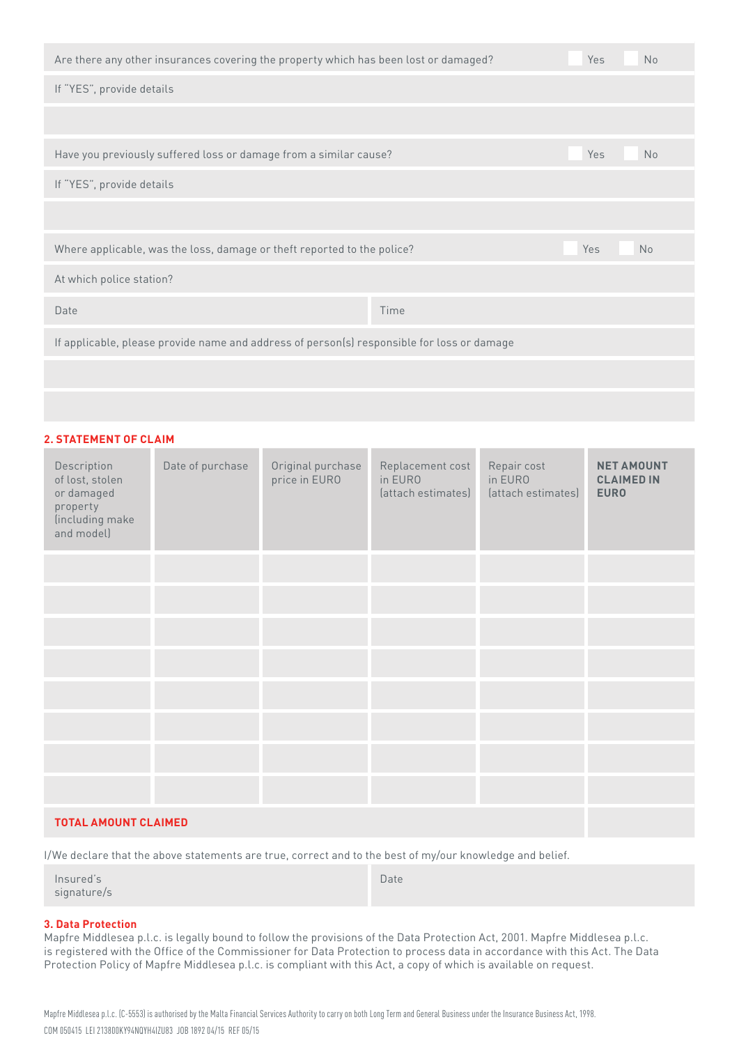Are there any other insurances covering the property which has been lost or damaged? ☐ Yes ☐ No

If "YES", provide details

Have you previously suffered loss or damage from a similar cause? ☐ Yes ☐ No

If "YES", provide details

Where applicable, was the loss, damage or theft reported to the police? ☐ Yes ☐ No

At which police station?

| Date | Time |
|---|---|

If applicable, please provide name and address of person(s) responsible for loss or damage

## 2. STATEMENT OF CLAIM

| Description of lost, stolen or damaged property (including make and model) | Date of purchase | Original purchase price in EURO | Replacement cost in EURO (attach estimates) | Repair cost in EURO (attach estimates) | **NET AMOUNT CLAIMED IN EURO** |
|---|---|---|---|---|---|
| | | | | | |
| | | | | | |
| | | | | | |
| | | | | | |
| | | | | | |
| | | | | | |
| | | | | | |
| | | | | | |
| **TOTAL AMOUNT CLAIMED** | | | | | |

I/We declare that the above statements are true, correct and to the best of my/our knowledge and belief.

| Insured's signature/s | Date |
|---|---|

## 3. Data Protection

Mapfre Middlesea p.l.c. is legally bound to follow the provisions of the Data Protection Act, 2001. Mapfre Middlesea p.l.c. is registered with the Office of the Commissioner for Data Protection to process data in accordance with this Act. The Data Protection Policy of Mapfre Middlesea p.l.c. is compliant with this Act, a copy of which is available on request.

Mapfre Middlesea p.l.c. (C-5553) is authorised by the Malta Financial Services Authority to carry on both Long Term and General Business under the Insurance Business Act, 1998.

COM 050415 LEI 213800KY94NQYH4IZU83 JOB 1892 04/15 REF 05/15